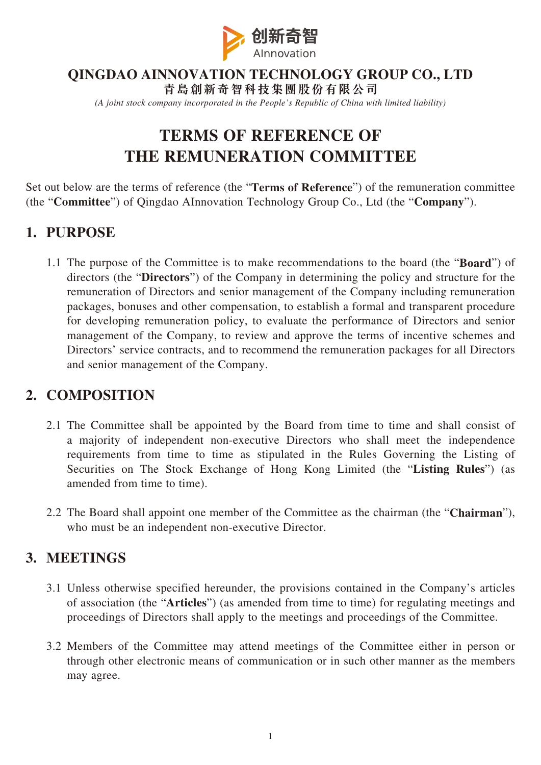创新奇智
AInnovation

**QINGDAO AINNOVATION TECHNOLOGY GROUP CO., LTD**
**青島創新奇智科技集團股份有限公司**
*(A joint stock company incorporated in the People's Republic of China with limited liability)*

# TERMS OF REFERENCE OF THE REMUNERATION COMMITTEE

Set out below are the terms of reference (the "**Terms of Reference**") of the remuneration committee (the "**Committee**") of Qingdao AInnovation Technology Group Co., Ltd (the "**Company**").

## 1. PURPOSE

1.1 The purpose of the Committee is to make recommendations to the board (the "**Board**") of directors (the "**Directors**") of the Company in determining the policy and structure for the remuneration of Directors and senior management of the Company including remuneration packages, bonuses and other compensation, to establish a formal and transparent procedure for developing remuneration policy, to evaluate the performance of Directors and senior management of the Company, to review and approve the terms of incentive schemes and Directors' service contracts, and to recommend the remuneration packages for all Directors and senior management of the Company.

## 2. COMPOSITION

2.1 The Committee shall be appointed by the Board from time to time and shall consist of a majority of independent non-executive Directors who shall meet the independence requirements from time to time as stipulated in the Rules Governing the Listing of Securities on The Stock Exchange of Hong Kong Limited (the "**Listing Rules**") (as amended from time to time).

2.2 The Board shall appoint one member of the Committee as the chairman (the "**Chairman**"), who must be an independent non-executive Director.

## 3. MEETINGS

3.1 Unless otherwise specified hereunder, the provisions contained in the Company's articles of association (the "**Articles**") (as amended from time to time) for regulating meetings and proceedings of Directors shall apply to the meetings and proceedings of the Committee.

3.2 Members of the Committee may attend meetings of the Committee either in person or through other electronic means of communication or in such other manner as the members may agree.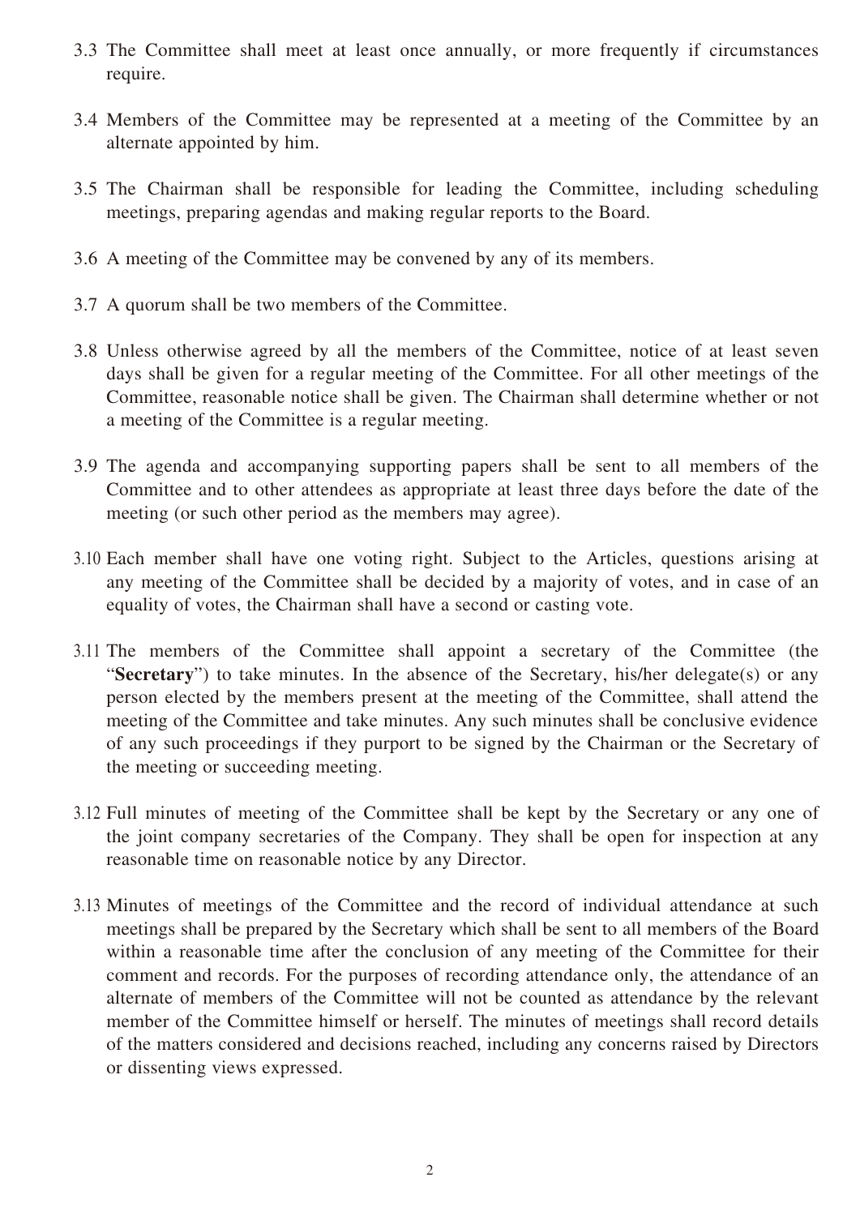3.3 The Committee shall meet at least once annually, or more frequently if circumstances require.

3.4 Members of the Committee may be represented at a meeting of the Committee by an alternate appointed by him.

3.5 The Chairman shall be responsible for leading the Committee, including scheduling meetings, preparing agendas and making regular reports to the Board.

3.6 A meeting of the Committee may be convened by any of its members.

3.7 A quorum shall be two members of the Committee.

3.8 Unless otherwise agreed by all the members of the Committee, notice of at least seven days shall be given for a regular meeting of the Committee. For all other meetings of the Committee, reasonable notice shall be given. The Chairman shall determine whether or not a meeting of the Committee is a regular meeting.

3.9 The agenda and accompanying supporting papers shall be sent to all members of the Committee and to other attendees as appropriate at least three days before the date of the meeting (or such other period as the members may agree).

3.10 Each member shall have one voting right. Subject to the Articles, questions arising at any meeting of the Committee shall be decided by a majority of votes, and in case of an equality of votes, the Chairman shall have a second or casting vote.

3.11 The members of the Committee shall appoint a secretary of the Committee (the "**Secretary**") to take minutes. In the absence of the Secretary, his/her delegate(s) or any person elected by the members present at the meeting of the Committee, shall attend the meeting of the Committee and take minutes. Any such minutes shall be conclusive evidence of any such proceedings if they purport to be signed by the Chairman or the Secretary of the meeting or succeeding meeting.

3.12 Full minutes of meeting of the Committee shall be kept by the Secretary or any one of the joint company secretaries of the Company. They shall be open for inspection at any reasonable time on reasonable notice by any Director.

3.13 Minutes of meetings of the Committee and the record of individual attendance at such meetings shall be prepared by the Secretary which shall be sent to all members of the Board within a reasonable time after the conclusion of any meeting of the Committee for their comment and records. For the purposes of recording attendance only, the attendance of an alternate of members of the Committee will not be counted as attendance by the relevant member of the Committee himself or herself. The minutes of meetings shall record details of the matters considered and decisions reached, including any concerns raised by Directors or dissenting views expressed.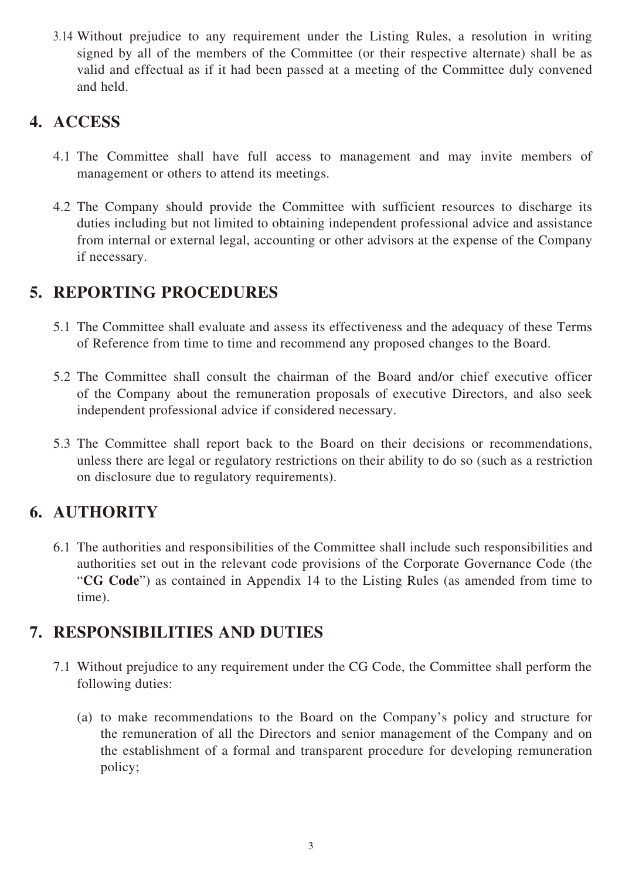3.14 Without prejudice to any requirement under the Listing Rules, a resolution in writing signed by all of the members of the Committee (or their respective alternate) shall be as valid and effectual as if it had been passed at a meeting of the Committee duly convened and held.

## 4. ACCESS

4.1 The Committee shall have full access to management and may invite members of management or others to attend its meetings.

4.2 The Company should provide the Committee with sufficient resources to discharge its duties including but not limited to obtaining independent professional advice and assistance from internal or external legal, accounting or other advisors at the expense of the Company if necessary.

## 5. REPORTING PROCEDURES

5.1 The Committee shall evaluate and assess its effectiveness and the adequacy of these Terms of Reference from time to time and recommend any proposed changes to the Board.

5.2 The Committee shall consult the chairman of the Board and/or chief executive officer of the Company about the remuneration proposals of executive Directors, and also seek independent professional advice if considered necessary.

5.3 The Committee shall report back to the Board on their decisions or recommendations, unless there are legal or regulatory restrictions on their ability to do so (such as a restriction on disclosure due to regulatory requirements).

## 6. AUTHORITY

6.1 The authorities and responsibilities of the Committee shall include such responsibilities and authorities set out in the relevant code provisions of the Corporate Governance Code (the "**CG Code**") as contained in Appendix 14 to the Listing Rules (as amended from time to time).

## 7. RESPONSIBILITIES AND DUTIES

7.1 Without prejudice to any requirement under the CG Code, the Committee shall perform the following duties:

(a) to make recommendations to the Board on the Company's policy and structure for the remuneration of all the Directors and senior management of the Company and on the establishment of a formal and transparent procedure for developing remuneration policy;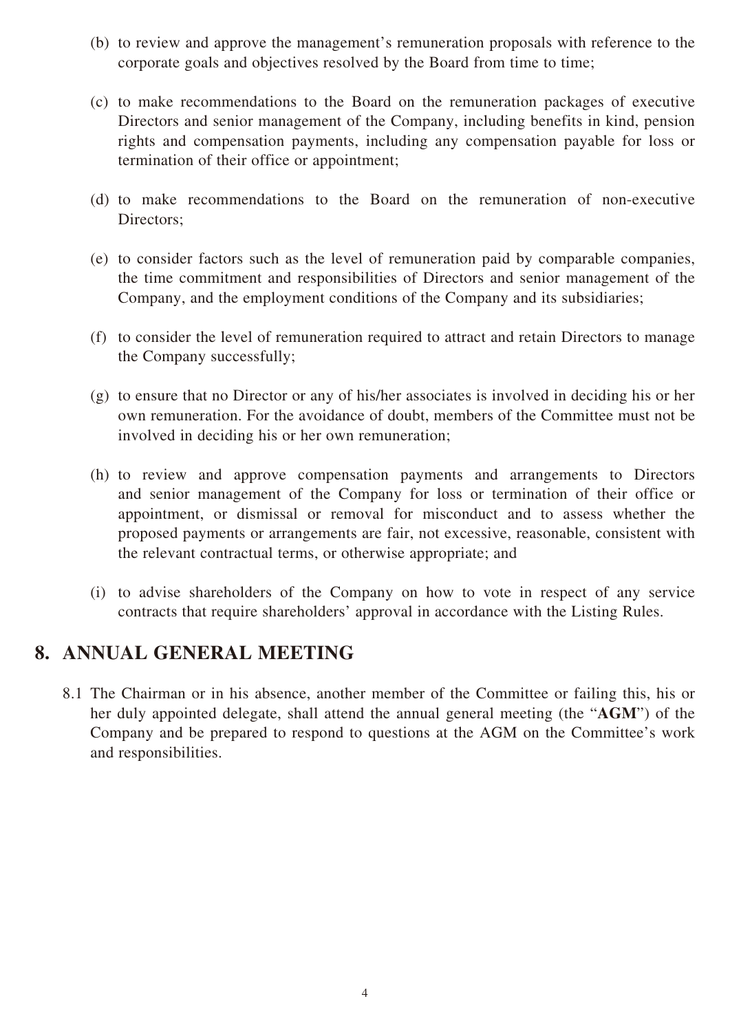(b) to review and approve the management's remuneration proposals with reference to the corporate goals and objectives resolved by the Board from time to time;

(c) to make recommendations to the Board on the remuneration packages of executive Directors and senior management of the Company, including benefits in kind, pension rights and compensation payments, including any compensation payable for loss or termination of their office or appointment;

(d) to make recommendations to the Board on the remuneration of non-executive Directors;

(e) to consider factors such as the level of remuneration paid by comparable companies, the time commitment and responsibilities of Directors and senior management of the Company, and the employment conditions of the Company and its subsidiaries;

(f) to consider the level of remuneration required to attract and retain Directors to manage the Company successfully;

(g) to ensure that no Director or any of his/her associates is involved in deciding his or her own remuneration. For the avoidance of doubt, members of the Committee must not be involved in deciding his or her own remuneration;

(h) to review and approve compensation payments and arrangements to Directors and senior management of the Company for loss or termination of their office or appointment, or dismissal or removal for misconduct and to assess whether the proposed payments or arrangements are fair, not excessive, reasonable, consistent with the relevant contractual terms, or otherwise appropriate; and

(i) to advise shareholders of the Company on how to vote in respect of any service contracts that require shareholders' approval in accordance with the Listing Rules.

## 8. ANNUAL GENERAL MEETING

8.1 The Chairman or in his absence, another member of the Committee or failing this, his or her duly appointed delegate, shall attend the annual general meeting (the "**AGM**") of the Company and be prepared to respond to questions at the AGM on the Committee's work and responsibilities.